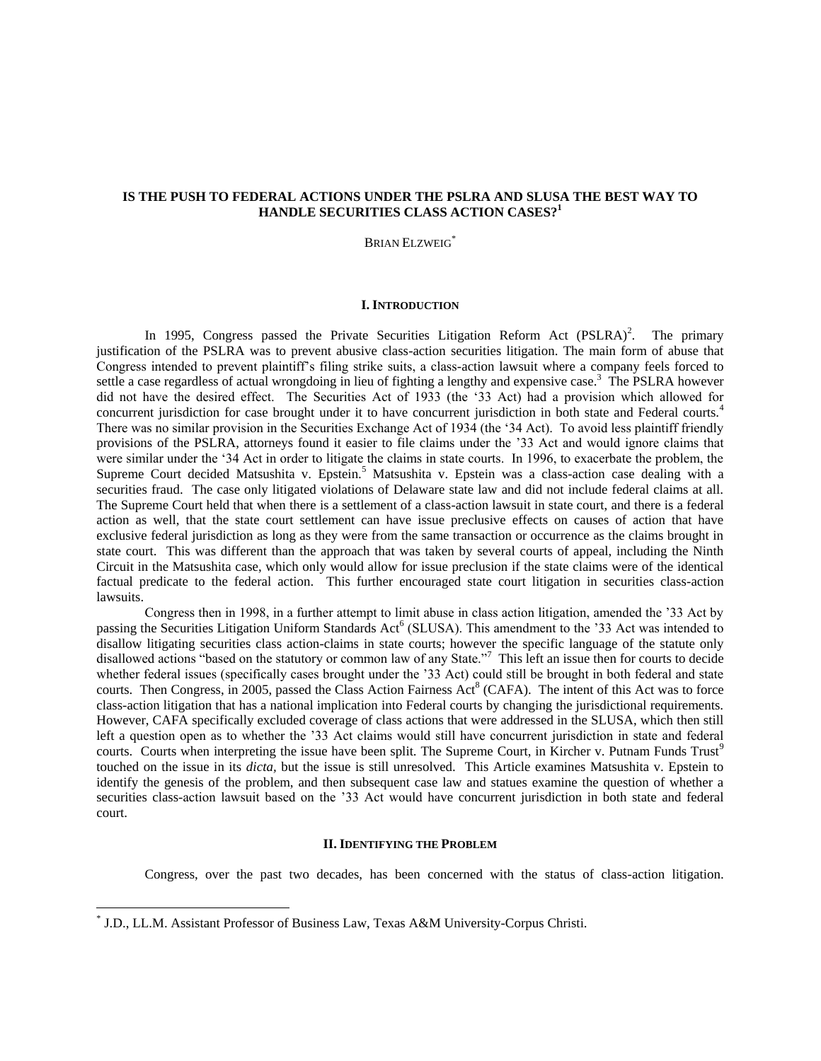# IS THE PUSH TO FEDERAL ACTIONS UNDER THE PSLRA AND SLUSA THE BEST WAY TO HANDLE SECURITIES CLASS ACTION CASES?[1]

BRIAN ELZWEIG[*]

## I. INTRODUCTION

In 1995, Congress passed the Private Securities Litigation Reform Act (PSLRA)[2]. The primary justification of the PSLRA was to prevent abusive class-action securities litigation. The main form of abuse that Congress intended to prevent plaintiff's filing strike suits, a class-action lawsuit where a company feels forced to settle a case regardless of actual wrongdoing in lieu of fighting a lengthy and expensive case.[3] The PSLRA however did not have the desired effect. The Securities Act of 1933 (the '33 Act) had a provision which allowed for concurrent jurisdiction for case brought under it to have concurrent jurisdiction in both state and Federal courts.[4] There was no similar provision in the Securities Exchange Act of 1934 (the '34 Act). To avoid less plaintiff friendly provisions of the PSLRA, attorneys found it easier to file claims under the '33 Act and would ignore claims that were similar under the '34 Act in order to litigate the claims in state courts. In 1996, to exacerbate the problem, the Supreme Court decided Matsushita v. Epstein.[5] Matsushita v. Epstein was a class-action case dealing with a securities fraud. The case only litigated violations of Delaware state law and did not include federal claims at all. The Supreme Court held that when there is a settlement of a class-action lawsuit in state court, and there is a federal action as well, that the state court settlement can have issue preclusive effects on causes of action that have exclusive federal jurisdiction as long as they were from the same transaction or occurrence as the claims brought in state court. This was different than the approach that was taken by several courts of appeal, including the Ninth Circuit in the Matsushita case, which only would allow for issue preclusion if the state claims were of the identical factual predicate to the federal action. This further encouraged state court litigation in securities class-action lawsuits.

Congress then in 1998, in a further attempt to limit abuse in class action litigation, amended the '33 Act by passing the Securities Litigation Uniform Standards Act[6] (SLUSA). This amendment to the '33 Act was intended to disallow litigating securities class action-claims in state courts; however the specific language of the statute only disallowed actions "based on the statutory or common law of any State."[7] This left an issue then for courts to decide whether federal issues (specifically cases brought under the '33 Act) could still be brought in both federal and state courts. Then Congress, in 2005, passed the Class Action Fairness Act[8] (CAFA). The intent of this Act was to force class-action litigation that has a national implication into Federal courts by changing the jurisdictional requirements. However, CAFA specifically excluded coverage of class actions that were addressed in the SLUSA, which then still left a question open as to whether the '33 Act claims would still have concurrent jurisdiction in state and federal courts. Courts when interpreting the issue have been split. The Supreme Court, in Kircher v. Putnam Funds Trust[9] touched on the issue in its *dicta*, but the issue is still unresolved. This Article examines Matsushita v. Epstein to identify the genesis of the problem, and then subsequent case law and statues examine the question of whether a securities class-action lawsuit based on the '33 Act would have concurrent jurisdiction in both state and federal court.

## II. IDENTIFYING THE PROBLEM

Congress, over the past two decades, has been concerned with the status of class-action litigation.

[*] J.D., LL.M. Assistant Professor of Business Law, Texas A&M University-Corpus Christi.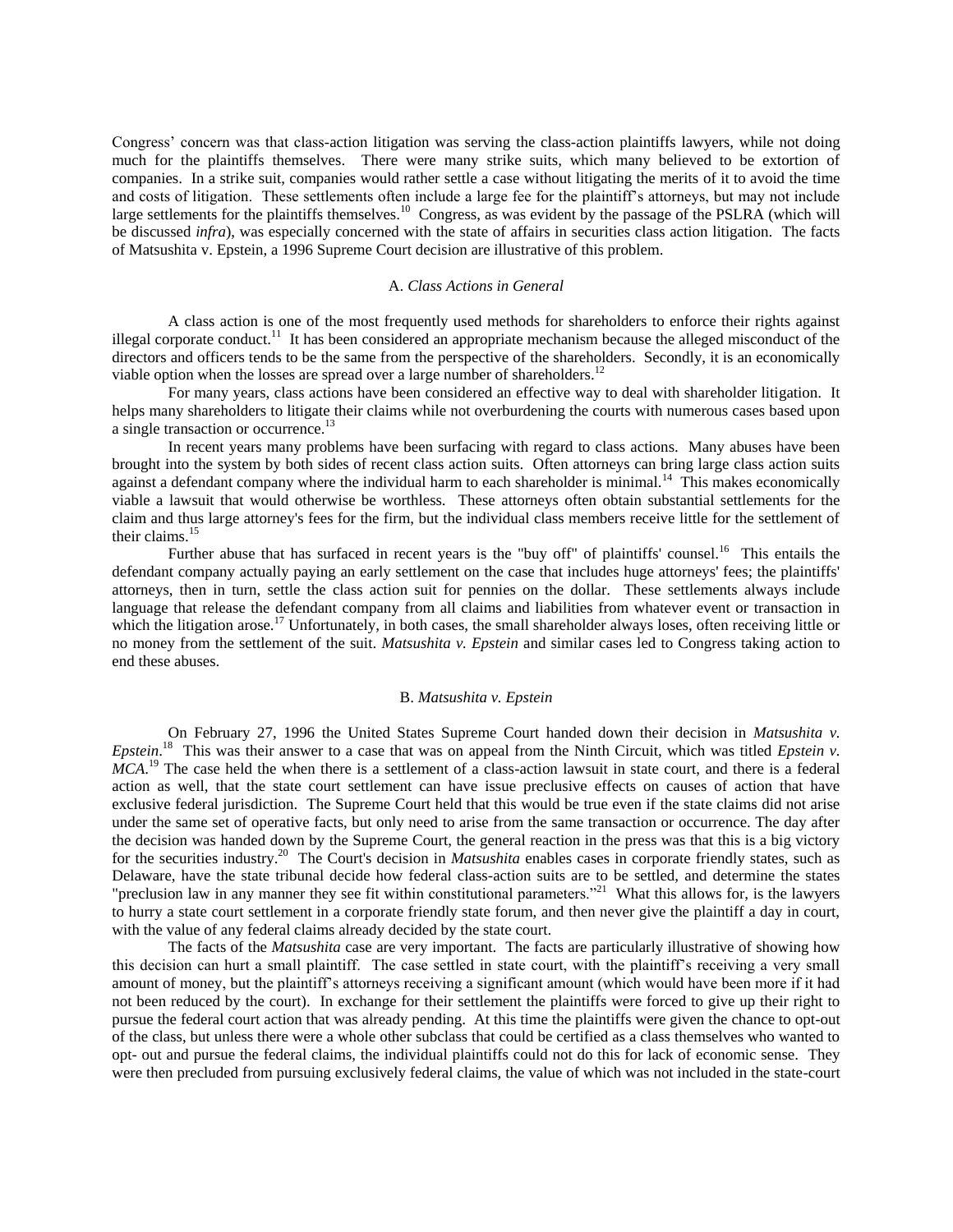Congress' concern was that class-action litigation was serving the class-action plaintiffs lawyers, while not doing much for the plaintiffs themselves. There were many strike suits, which many believed to be extortion of companies. In a strike suit, companies would rather settle a case without litigating the merits of it to avoid the time and costs of litigation. These settlements often include a large fee for the plaintiff's attorneys, but may not include large settlements for the plaintiffs themselves.[10] Congress, as was evident by the passage of the PSLRA (which will be discussed *infra*), was especially concerned with the state of affairs in securities class action litigation. The facts of Matsushita v. Epstein, a 1996 Supreme Court decision are illustrative of this problem.

### A. *Class Actions in General*

A class action is one of the most frequently used methods for shareholders to enforce their rights against illegal corporate conduct.[11] It has been considered an appropriate mechanism because the alleged misconduct of the directors and officers tends to be the same from the perspective of the shareholders. Secondly, it is an economically viable option when the losses are spread over a large number of shareholders.[12]

For many years, class actions have been considered an effective way to deal with shareholder litigation. It helps many shareholders to litigate their claims while not overburdening the courts with numerous cases based upon a single transaction or occurrence.[13]

In recent years many problems have been surfacing with regard to class actions. Many abuses have been brought into the system by both sides of recent class action suits. Often attorneys can bring large class action suits against a defendant company where the individual harm to each shareholder is minimal.[14] This makes economically viable a lawsuit that would otherwise be worthless. These attorneys often obtain substantial settlements for the claim and thus large attorney's fees for the firm, but the individual class members receive little for the settlement of their claims.[15]

Further abuse that has surfaced in recent years is the "buy off" of plaintiffs' counsel.[16] This entails the defendant company actually paying an early settlement on the case that includes huge attorneys' fees; the plaintiffs' attorneys, then in turn, settle the class action suit for pennies on the dollar. These settlements always include language that release the defendant company from all claims and liabilities from whatever event or transaction in which the litigation arose.[17] Unfortunately, in both cases, the small shareholder always loses, often receiving little or no money from the settlement of the suit. *Matsushita v. Epstein* and similar cases led to Congress taking action to end these abuses.

### B. *Matsushita v. Epstein*

On February 27, 1996 the United States Supreme Court handed down their decision in *Matsushita v. Epstein*.[18] This was their answer to a case that was on appeal from the Ninth Circuit, which was titled *Epstein v. MCA*.[19] The case held the when there is a settlement of a class-action lawsuit in state court, and there is a federal action as well, that the state court settlement can have issue preclusive effects on causes of action that have exclusive federal jurisdiction. The Supreme Court held that this would be true even if the state claims did not arise under the same set of operative facts, but only need to arise from the same transaction or occurrence. The day after the decision was handed down by the Supreme Court, the general reaction in the press was that this is a big victory for the securities industry.[20] The Court's decision in *Matsushita* enables cases in corporate friendly states, such as Delaware, have the state tribunal decide how federal class-action suits are to be settled, and determine the states "preclusion law in any manner they see fit within constitutional parameters."[21] What this allows for, is the lawyers to hurry a state court settlement in a corporate friendly state forum, and then never give the plaintiff a day in court, with the value of any federal claims already decided by the state court.

The facts of the *Matsushita* case are very important. The facts are particularly illustrative of showing how this decision can hurt a small plaintiff. The case settled in state court, with the plaintiff's receiving a very small amount of money, but the plaintiff's attorneys receiving a significant amount (which would have been more if it had not been reduced by the court). In exchange for their settlement the plaintiffs were forced to give up their right to pursue the federal court action that was already pending. At this time the plaintiffs were given the chance to opt-out of the class, but unless there were a whole other subclass that could be certified as a class themselves who wanted to opt- out and pursue the federal claims, the individual plaintiffs could not do this for lack of economic sense. They were then precluded from pursuing exclusively federal claims, the value of which was not included in the state-court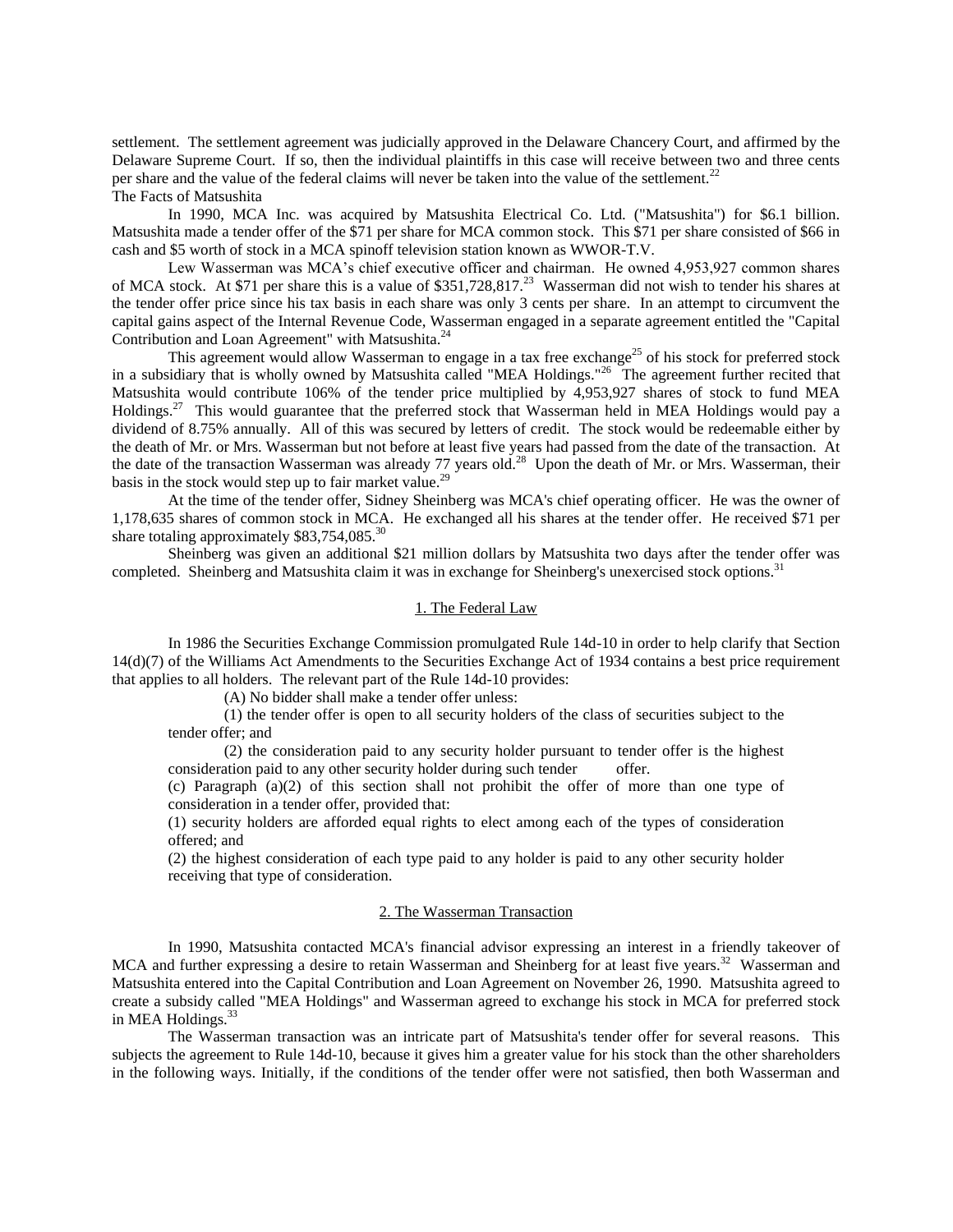settlement. The settlement agreement was judicially approved in the Delaware Chancery Court, and affirmed by the Delaware Supreme Court. If so, then the individual plaintiffs in this case will receive between two and three cents per share and the value of the federal claims will never be taken into the value of the settlement.[22]

The Facts of Matsushita

In 1990, MCA Inc. was acquired by Matsushita Electrical Co. Ltd. ("Matsushita") for $6.1 billion. Matsushita made a tender offer of the $71 per share for MCA common stock. This $71 per share consisted of $66 in cash and $5 worth of stock in a MCA spinoff television station known as WWOR-T.V.

Lew Wasserman was MCA's chief executive officer and chairman. He owned 4,953,927 common shares of MCA stock. At $71 per share this is a value of $351,728,817.[23] Wasserman did not wish to tender his shares at the tender offer price since his tax basis in each share was only 3 cents per share. In an attempt to circumvent the capital gains aspect of the Internal Revenue Code, Wasserman engaged in a separate agreement entitled the "Capital Contribution and Loan Agreement" with Matsushita.[24]

This agreement would allow Wasserman to engage in a tax free exchange[25] of his stock for preferred stock in a subsidiary that is wholly owned by Matsushita called "MEA Holdings."[26] The agreement further recited that Matsushita would contribute 106% of the tender price multiplied by 4,953,927 shares of stock to fund MEA Holdings.[27] This would guarantee that the preferred stock that Wasserman held in MEA Holdings would pay a dividend of 8.75% annually. All of this was secured by letters of credit. The stock would be redeemable either by the death of Mr. or Mrs. Wasserman but not before at least five years had passed from the date of the transaction. At the date of the transaction Wasserman was already 77 years old.[28] Upon the death of Mr. or Mrs. Wasserman, their basis in the stock would step up to fair market value.[29]

At the time of the tender offer, Sidney Sheinberg was MCA's chief operating officer. He was the owner of 1,178,635 shares of common stock in MCA. He exchanged all his shares at the tender offer. He received $71 per share totaling approximately $83,754,085.[30]

Sheinberg was given an additional $21 million dollars by Matsushita two days after the tender offer was completed. Sheinberg and Matsushita claim it was in exchange for Sheinberg's unexercised stock options.[31]

## 1. The Federal Law

In 1986 the Securities Exchange Commission promulgated Rule 14d-10 in order to help clarify that Section 14(d)(7) of the Williams Act Amendments to the Securities Exchange Act of 1934 contains a best price requirement that applies to all holders. The relevant part of the Rule 14d-10 provides:

> (A) No bidder shall make a tender offer unless:
>
> (1) the tender offer is open to all security holders of the class of securities subject to the tender offer; and
>
> (2) the consideration paid to any security holder pursuant to tender offer is the highest consideration paid to any other security holder during such tender offer.
>
> (c) Paragraph (a)(2) of this section shall not prohibit the offer of more than one type of consideration in a tender offer, provided that:
>
> (1) security holders are afforded equal rights to elect among each of the types of consideration offered; and
>
> (2) the highest consideration of each type paid to any holder is paid to any other security holder receiving that type of consideration.

## 2. The Wasserman Transaction

In 1990, Matsushita contacted MCA's financial advisor expressing an interest in a friendly takeover of MCA and further expressing a desire to retain Wasserman and Sheinberg for at least five years.[32] Wasserman and Matsushita entered into the Capital Contribution and Loan Agreement on November 26, 1990. Matsushita agreed to create a subsidy called "MEA Holdings" and Wasserman agreed to exchange his stock in MCA for preferred stock in MEA Holdings.[33]

The Wasserman transaction was an intricate part of Matsushita's tender offer for several reasons. This subjects the agreement to Rule 14d-10, because it gives him a greater value for his stock than the other shareholders in the following ways. Initially, if the conditions of the tender offer were not satisfied, then both Wasserman and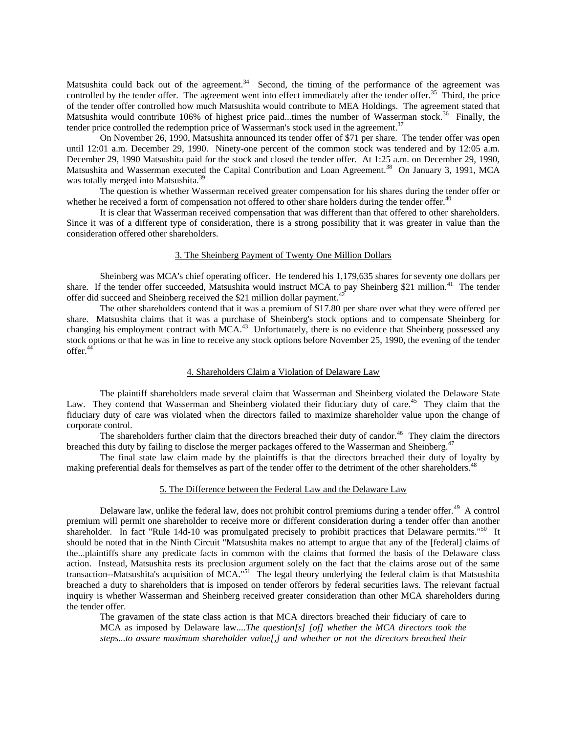Matsushita could back out of the agreement.[34] Second, the timing of the performance of the agreement was controlled by the tender offer. The agreement went into effect immediately after the tender offer.[35] Third, the price of the tender offer controlled how much Matsushita would contribute to MEA Holdings. The agreement stated that Matsushita would contribute 106% of highest price paid...times the number of Wasserman stock.[36] Finally, the tender price controlled the redemption price of Wasserman's stock used in the agreement.[37]

On November 26, 1990, Matsushita announced its tender offer of $71 per share. The tender offer was open until 12:01 a.m. December 29, 1990. Ninety-one percent of the common stock was tendered and by 12:05 a.m. December 29, 1990 Matsushita paid for the stock and closed the tender offer. At 1:25 a.m. on December 29, 1990, Matsushita and Wasserman executed the Capital Contribution and Loan Agreement.[38] On January 3, 1991, MCA was totally merged into Matsushita.[39]

The question is whether Wasserman received greater compensation for his shares during the tender offer or whether he received a form of compensation not offered to other share holders during the tender offer.[40]

It is clear that Wasserman received compensation that was different than that offered to other shareholders. Since it was of a different type of consideration, there is a strong possibility that it was greater in value than the consideration offered other shareholders.

### 3. The Sheinberg Payment of Twenty One Million Dollars

Sheinberg was MCA's chief operating officer. He tendered his 1,179,635 shares for seventy one dollars per share. If the tender offer succeeded, Matsushita would instruct MCA to pay Sheinberg $21 million.[41] The tender offer did succeed and Sheinberg received the $21 million dollar payment.[42]

The other shareholders contend that it was a premium of $17.80 per share over what they were offered per share. Matsushita claims that it was a purchase of Sheinberg's stock options and to compensate Sheinberg for changing his employment contract with MCA.[43] Unfortunately, there is no evidence that Sheinberg possessed any stock options or that he was in line to receive any stock options before November 25, 1990, the evening of the tender offer.[44]

### 4. Shareholders Claim a Violation of Delaware Law

The plaintiff shareholders made several claim that Wasserman and Sheinberg violated the Delaware State Law. They contend that Wasserman and Sheinberg violated their fiduciary duty of care.[45] They claim that the fiduciary duty of care was violated when the directors failed to maximize shareholder value upon the change of corporate control.

The shareholders further claim that the directors breached their duty of candor.[46] They claim the directors breached this duty by failing to disclose the merger packages offered to the Wasserman and Sheinberg.[47]

The final state law claim made by the plaintiffs is that the directors breached their duty of loyalty by making preferential deals for themselves as part of the tender offer to the detriment of the other shareholders.[48]

### 5. The Difference between the Federal Law and the Delaware Law

Delaware law, unlike the federal law, does not prohibit control premiums during a tender offer.[49] A control premium will permit one shareholder to receive more or different consideration during a tender offer than another shareholder. In fact "Rule 14d-10 was promulgated precisely to prohibit practices that Delaware permits."[50] It should be noted that in the Ninth Circuit "Matsushita makes no attempt to argue that any of the [federal] claims of the...plaintiffs share any predicate facts in common with the claims that formed the basis of the Delaware class action. Instead, Matsushita rests its preclusion argument solely on the fact that the claims arose out of the same transaction--Matsushita's acquisition of MCA."[51] The legal theory underlying the federal claim is that Matsushita breached a duty to shareholders that is imposed on tender offerors by federal securities laws. The relevant factual inquiry is whether Wasserman and Sheinberg received greater consideration than other MCA shareholders during the tender offer.

> The gravamen of the state class action is that MCA directors breached their fiduciary of care to MCA as imposed by Delaware law....*The question[s] [of] whether the MCA directors took the steps...to assure maximum shareholder value[,] and whether or not the directors breached their*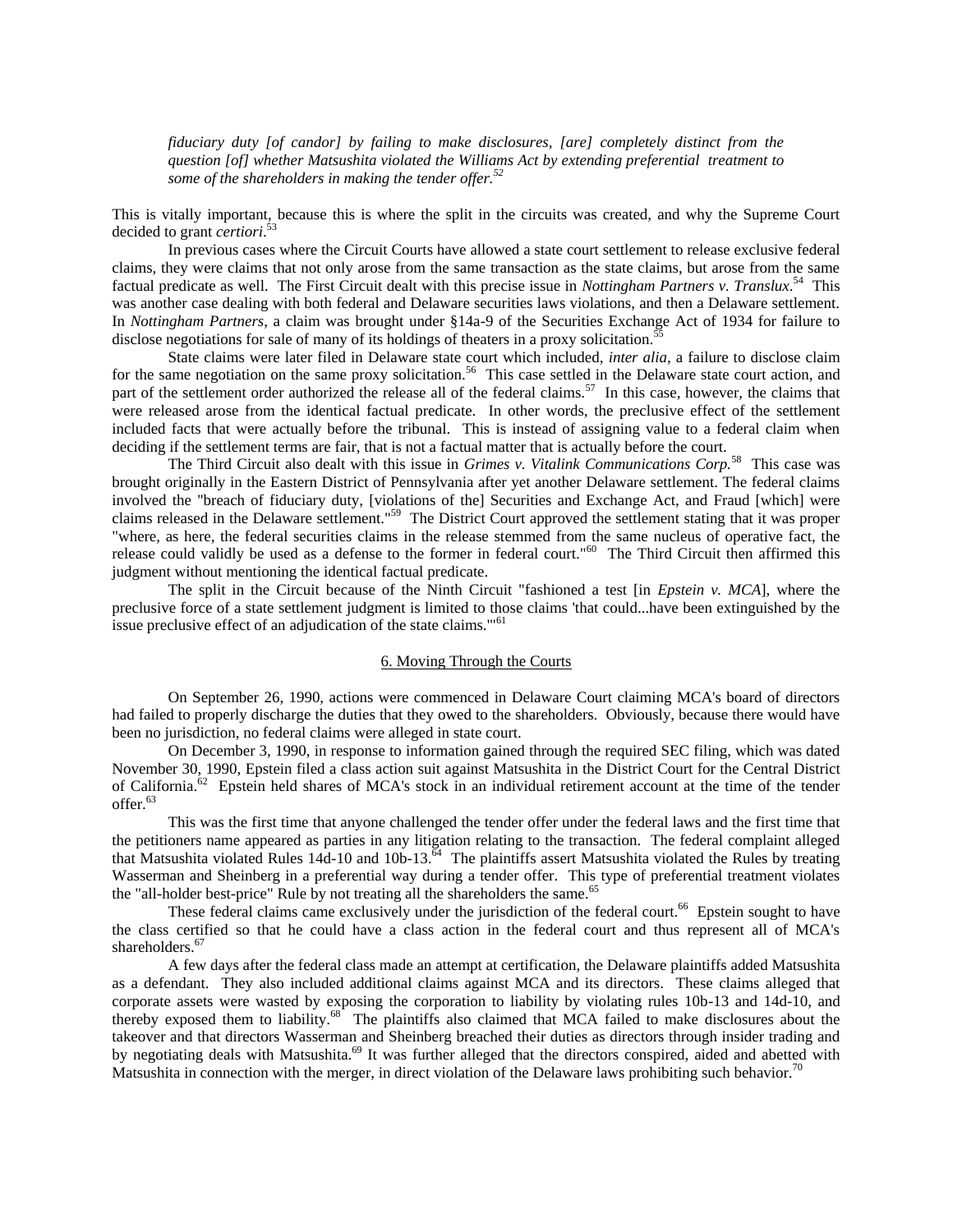> *fiduciary duty [of candor] by failing to make disclosures, [are] completely distinct from the question [of] whether Matsushita violated the Williams Act by extending preferential treatment to some of the shareholders in making the tender offer.*[52]

This is vitally important, because this is where the split in the circuits was created, and why the Supreme Court decided to grant *certiori*.[53]

In previous cases where the Circuit Courts have allowed a state court settlement to release exclusive federal claims, they were claims that not only arose from the same transaction as the state claims, but arose from the same factual predicate as well. The First Circuit dealt with this precise issue in *Nottingham Partners v. Translux*.[54] This was another case dealing with both federal and Delaware securities laws violations, and then a Delaware settlement. In *Nottingham Partners*, a claim was brought under §14a-9 of the Securities Exchange Act of 1934 for failure to disclose negotiations for sale of many of its holdings of theaters in a proxy solicitation.[55]

State claims were later filed in Delaware state court which included, *inter alia*, a failure to disclose claim for the same negotiation on the same proxy solicitation.[56] This case settled in the Delaware state court action, and part of the settlement order authorized the release all of the federal claims.[57] In this case, however, the claims that were released arose from the identical factual predicate. In other words, the preclusive effect of the settlement included facts that were actually before the tribunal. This is instead of assigning value to a federal claim when deciding if the settlement terms are fair, that is not a factual matter that is actually before the court.

The Third Circuit also dealt with this issue in *Grimes v. Vitalink Communications Corp.*[58] This case was brought originally in the Eastern District of Pennsylvania after yet another Delaware settlement. The federal claims involved the "breach of fiduciary duty, [violations of the] Securities and Exchange Act, and Fraud [which] were claims released in the Delaware settlement."[59] The District Court approved the settlement stating that it was proper "where, as here, the federal securities claims in the release stemmed from the same nucleus of operative fact, the release could validly be used as a defense to the former in federal court."[60] The Third Circuit then affirmed this judgment without mentioning the identical factual predicate.

The split in the Circuit because of the Ninth Circuit "fashioned a test [in *Epstein v. MCA*], where the preclusive force of a state settlement judgment is limited to those claims 'that could...have been extinguished by the issue preclusive effect of an adjudication of the state claims.'"[61]

## 6. Moving Through the Courts

On September 26, 1990, actions were commenced in Delaware Court claiming MCA's board of directors had failed to properly discharge the duties that they owed to the shareholders. Obviously, because there would have been no jurisdiction, no federal claims were alleged in state court.

On December 3, 1990, in response to information gained through the required SEC filing, which was dated November 30, 1990, Epstein filed a class action suit against Matsushita in the District Court for the Central District of California.[62] Epstein held shares of MCA's stock in an individual retirement account at the time of the tender offer.[63]

This was the first time that anyone challenged the tender offer under the federal laws and the first time that the petitioners name appeared as parties in any litigation relating to the transaction. The federal complaint alleged that Matsushita violated Rules 14d-10 and 10b-13.[64] The plaintiffs assert Matsushita violated the Rules by treating Wasserman and Sheinberg in a preferential way during a tender offer. This type of preferential treatment violates the "all-holder best-price" Rule by not treating all the shareholders the same.[65]

These federal claims came exclusively under the jurisdiction of the federal court.[66] Epstein sought to have the class certified so that he could have a class action in the federal court and thus represent all of MCA's shareholders.[67]

A few days after the federal class made an attempt at certification, the Delaware plaintiffs added Matsushita as a defendant. They also included additional claims against MCA and its directors. These claims alleged that corporate assets were wasted by exposing the corporation to liability by violating rules 10b-13 and 14d-10, and thereby exposed them to liability.[68] The plaintiffs also claimed that MCA failed to make disclosures about the takeover and that directors Wasserman and Sheinberg breached their duties as directors through insider trading and by negotiating deals with Matsushita.[69] It was further alleged that the directors conspired, aided and abetted with Matsushita in connection with the merger, in direct violation of the Delaware laws prohibiting such behavior.[70]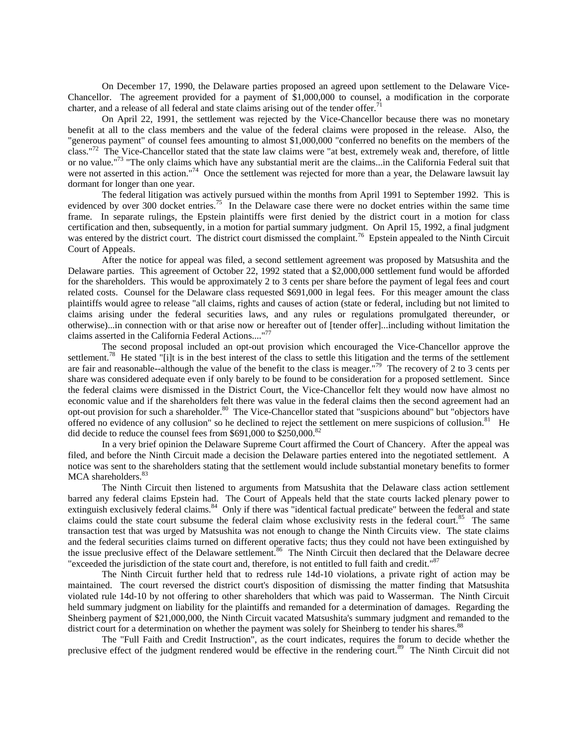On December 17, 1990, the Delaware parties proposed an agreed upon settlement to the Delaware Vice-Chancellor. The agreement provided for a payment of $1,000,000 to counsel, a modification in the corporate charter, and a release of all federal and state claims arising out of the tender offer.[71]

On April 22, 1991, the settlement was rejected by the Vice-Chancellor because there was no monetary benefit at all to the class members and the value of the federal claims were proposed in the release. Also, the "generous payment" of counsel fees amounting to almost $1,000,000 "conferred no benefits on the members of the class."[72] The Vice-Chancellor stated that the state law claims were "at best, extremely weak and, therefore, of little or no value."[73] "The only claims which have any substantial merit are the claims...in the California Federal suit that were not asserted in this action."[74] Once the settlement was rejected for more than a year, the Delaware lawsuit lay dormant for longer than one year.

The federal litigation was actively pursued within the months from April 1991 to September 1992. This is evidenced by over 300 docket entries.[75] In the Delaware case there were no docket entries within the same time frame. In separate rulings, the Epstein plaintiffs were first denied by the district court in a motion for class certification and then, subsequently, in a motion for partial summary judgment. On April 15, 1992, a final judgment was entered by the district court. The district court dismissed the complaint.[76] Epstein appealed to the Ninth Circuit Court of Appeals.

After the notice for appeal was filed, a second settlement agreement was proposed by Matsushita and the Delaware parties. This agreement of October 22, 1992 stated that a $2,000,000 settlement fund would be afforded for the shareholders. This would be approximately 2 to 3 cents per share before the payment of legal fees and court related costs. Counsel for the Delaware class requested $691,000 in legal fees. For this meager amount the class plaintiffs would agree to release "all claims, rights and causes of action (state or federal, including but not limited to claims arising under the federal securities laws, and any rules or regulations promulgated thereunder, or otherwise)...in connection with or that arise now or hereafter out of [tender offer]...including without limitation the claims asserted in the California Federal Actions...."[77]

The second proposal included an opt-out provision which encouraged the Vice-Chancellor approve the settlement.[78] He stated "[i]t is in the best interest of the class to settle this litigation and the terms of the settlement are fair and reasonable--although the value of the benefit to the class is meager."[79] The recovery of 2 to 3 cents per share was considered adequate even if only barely to be found to be consideration for a proposed settlement. Since the federal claims were dismissed in the District Court, the Vice-Chancellor felt they would now have almost no economic value and if the shareholders felt there was value in the federal claims then the second agreement had an opt-out provision for such a shareholder.[80] The Vice-Chancellor stated that "suspicions abound" but "objectors have offered no evidence of any collusion" so he declined to reject the settlement on mere suspicions of collusion.[81] He did decide to reduce the counsel fees from $691,000 to $250,000.[82]

In a very brief opinion the Delaware Supreme Court affirmed the Court of Chancery. After the appeal was filed, and before the Ninth Circuit made a decision the Delaware parties entered into the negotiated settlement. A notice was sent to the shareholders stating that the settlement would include substantial monetary benefits to former MCA shareholders.[83]

The Ninth Circuit then listened to arguments from Matsushita that the Delaware class action settlement barred any federal claims Epstein had. The Court of Appeals held that the state courts lacked plenary power to extinguish exclusively federal claims.[84] Only if there was "identical factual predicate" between the federal and state claims could the state court subsume the federal claim whose exclusivity rests in the federal court.[85] The same transaction test that was urged by Matsushita was not enough to change the Ninth Circuits view. The state claims and the federal securities claims turned on different operative facts; thus they could not have been extinguished by the issue preclusive effect of the Delaware settlement.[86] The Ninth Circuit then declared that the Delaware decree "exceeded the jurisdiction of the state court and, therefore, is not entitled to full faith and credit."[87]

The Ninth Circuit further held that to redress rule 14d-10 violations, a private right of action may be maintained. The court reversed the district court's disposition of dismissing the matter finding that Matsushita violated rule 14d-10 by not offering to other shareholders that which was paid to Wasserman. The Ninth Circuit held summary judgment on liability for the plaintiffs and remanded for a determination of damages. Regarding the Sheinberg payment of $21,000,000, the Ninth Circuit vacated Matsushita's summary judgment and remanded to the district court for a determination on whether the payment was solely for Sheinberg to tender his shares.[88]

The "Full Faith and Credit Instruction", as the court indicates, requires the forum to decide whether the preclusive effect of the judgment rendered would be effective in the rendering court.[89] The Ninth Circuit did not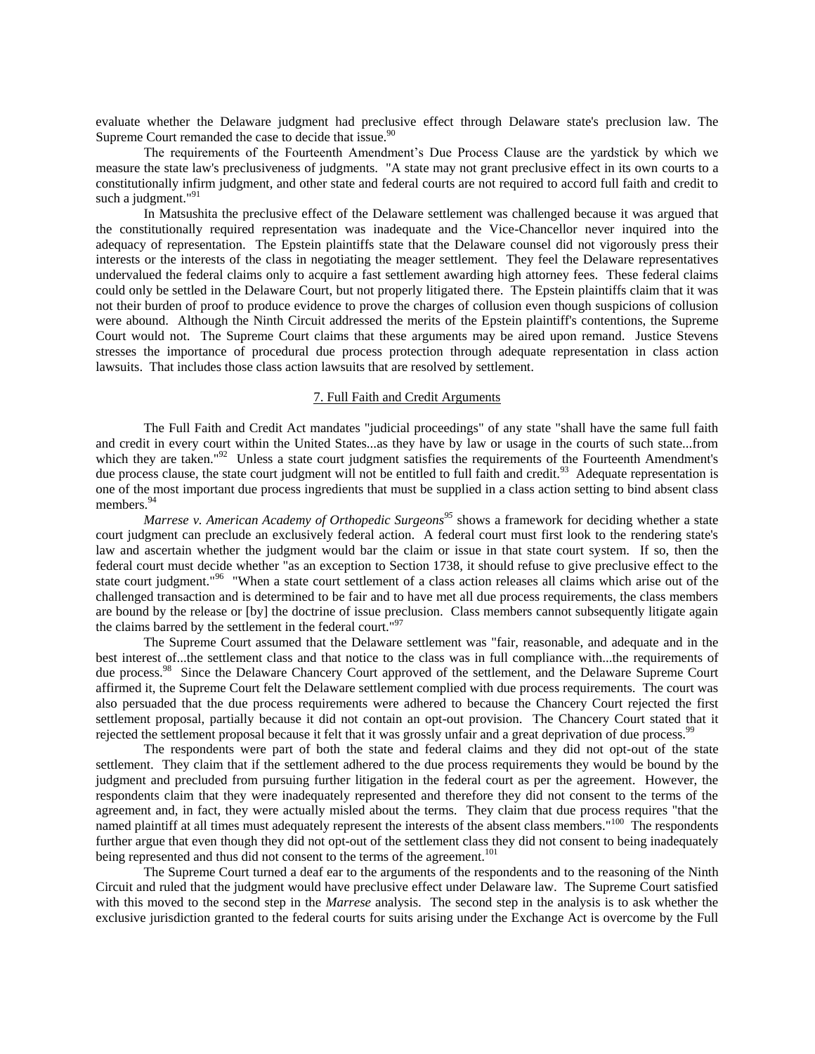evaluate whether the Delaware judgment had preclusive effect through Delaware state's preclusion law. The Supreme Court remanded the case to decide that issue.[90]

The requirements of the Fourteenth Amendment's Due Process Clause are the yardstick by which we measure the state law's preclusiveness of judgments. "A state may not grant preclusive effect in its own courts to a constitutionally infirm judgment, and other state and federal courts are not required to accord full faith and credit to such a judgment."[91]

In Matsushita the preclusive effect of the Delaware settlement was challenged because it was argued that the constitutionally required representation was inadequate and the Vice-Chancellor never inquired into the adequacy of representation. The Epstein plaintiffs state that the Delaware counsel did not vigorously press their interests or the interests of the class in negotiating the meager settlement. They feel the Delaware representatives undervalued the federal claims only to acquire a fast settlement awarding high attorney fees. These federal claims could only be settled in the Delaware Court, but not properly litigated there. The Epstein plaintiffs claim that it was not their burden of proof to produce evidence to prove the charges of collusion even though suspicions of collusion were abound. Although the Ninth Circuit addressed the merits of the Epstein plaintiff's contentions, the Supreme Court would not. The Supreme Court claims that these arguments may be aired upon remand. Justice Stevens stresses the importance of procedural due process protection through adequate representation in class action lawsuits. That includes those class action lawsuits that are resolved by settlement.

## 7. Full Faith and Credit Arguments

The Full Faith and Credit Act mandates "judicial proceedings" of any state "shall have the same full faith and credit in every court within the United States...as they have by law or usage in the courts of such state...from which they are taken."[92] Unless a state court judgment satisfies the requirements of the Fourteenth Amendment's due process clause, the state court judgment will not be entitled to full faith and credit.[93] Adequate representation is one of the most important due process ingredients that must be supplied in a class action setting to bind absent class members.[94]

*Marrese v. American Academy of Orthopedic Surgeons*[95] shows a framework for deciding whether a state court judgment can preclude an exclusively federal action. A federal court must first look to the rendering state's law and ascertain whether the judgment would bar the claim or issue in that state court system. If so, then the federal court must decide whether "as an exception to Section 1738, it should refuse to give preclusive effect to the state court judgment."[96] "When a state court settlement of a class action releases all claims which arise out of the challenged transaction and is determined to be fair and to have met all due process requirements, the class members are bound by the release or [by] the doctrine of issue preclusion. Class members cannot subsequently litigate again the claims barred by the settlement in the federal court."[97]

The Supreme Court assumed that the Delaware settlement was "fair, reasonable, and adequate and in the best interest of...the settlement class and that notice to the class was in full compliance with...the requirements of due process.[98] Since the Delaware Chancery Court approved of the settlement, and the Delaware Supreme Court affirmed it, the Supreme Court felt the Delaware settlement complied with due process requirements. The court was also persuaded that the due process requirements were adhered to because the Chancery Court rejected the first settlement proposal, partially because it did not contain an opt-out provision. The Chancery Court stated that it rejected the settlement proposal because it felt that it was grossly unfair and a great deprivation of due process.[99]

The respondents were part of both the state and federal claims and they did not opt-out of the state settlement. They claim that if the settlement adhered to the due process requirements they would be bound by the judgment and precluded from pursuing further litigation in the federal court as per the agreement. However, the respondents claim that they were inadequately represented and therefore they did not consent to the terms of the agreement and, in fact, they were actually misled about the terms. They claim that due process requires "that the named plaintiff at all times must adequately represent the interests of the absent class members."[100] The respondents further argue that even though they did not opt-out of the settlement class they did not consent to being inadequately being represented and thus did not consent to the terms of the agreement.[101]

The Supreme Court turned a deaf ear to the arguments of the respondents and to the reasoning of the Ninth Circuit and ruled that the judgment would have preclusive effect under Delaware law. The Supreme Court satisfied with this moved to the second step in the *Marrese* analysis. The second step in the analysis is to ask whether the exclusive jurisdiction granted to the federal courts for suits arising under the Exchange Act is overcome by the Full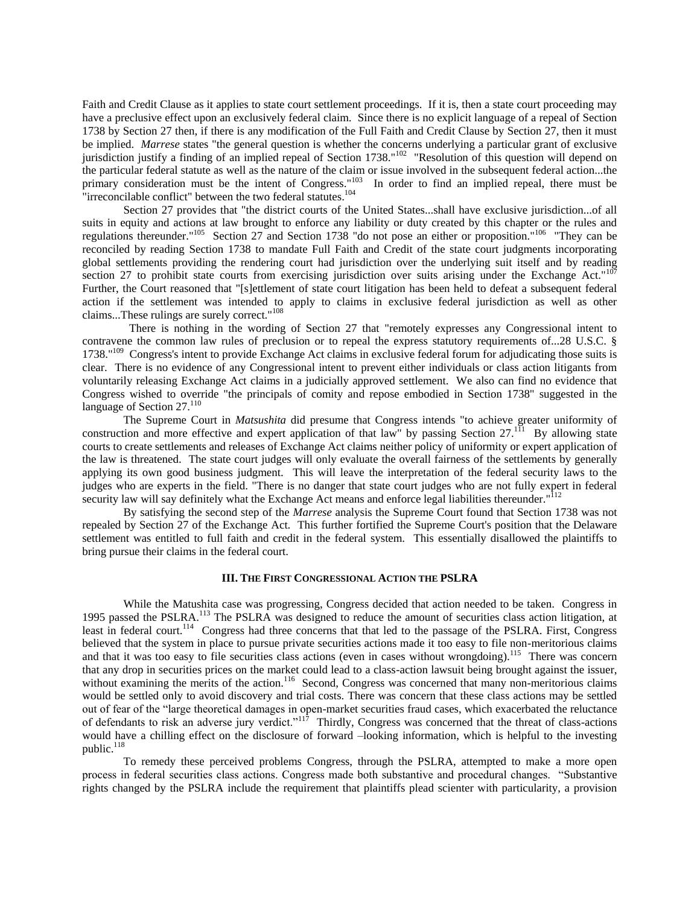Faith and Credit Clause as it applies to state court settlement proceedings. If it is, then a state court proceeding may have a preclusive effect upon an exclusively federal claim. Since there is no explicit language of a repeal of Section 1738 by Section 27 then, if there is any modification of the Full Faith and Credit Clause by Section 27, then it must be implied. *Marrese* states "the general question is whether the concerns underlying a particular grant of exclusive jurisdiction justify a finding of an implied repeal of Section 1738."[102] "Resolution of this question will depend on the particular federal statute as well as the nature of the claim or issue involved in the subsequent federal action...the primary consideration must be the intent of Congress."[103] In order to find an implied repeal, there must be "irreconcilable conflict" between the two federal statutes.[104]

Section 27 provides that "the district courts of the United States...shall have exclusive jurisdiction...of all suits in equity and actions at law brought to enforce any liability or duty created by this chapter or the rules and regulations thereunder."[105] Section 27 and Section 1738 "do not pose an either or proposition."[106] "They can be reconciled by reading Section 1738 to mandate Full Faith and Credit of the state court judgments incorporating global settlements providing the rendering court had jurisdiction over the underlying suit itself and by reading section 27 to prohibit state courts from exercising jurisdiction over suits arising under the Exchange Act."[107] Further, the Court reasoned that "[s]ettlement of state court litigation has been held to defeat a subsequent federal action if the settlement was intended to apply to claims in exclusive federal jurisdiction as well as other claims...These rulings are surely correct."[108]

There is nothing in the wording of Section 27 that "remotely expresses any Congressional intent to contravene the common law rules of preclusion or to repeal the express statutory requirements of...28 U.S.C. § 1738."[109] Congress's intent to provide Exchange Act claims in exclusive federal forum for adjudicating those suits is clear. There is no evidence of any Congressional intent to prevent either individuals or class action litigants from voluntarily releasing Exchange Act claims in a judicially approved settlement. We also can find no evidence that Congress wished to override "the principals of comity and repose embodied in Section 1738" suggested in the language of Section 27.[110]

The Supreme Court in *Matsushita* did presume that Congress intends "to achieve greater uniformity of construction and more effective and expert application of that law" by passing Section 27.[111] By allowing state courts to create settlements and releases of Exchange Act claims neither policy of uniformity or expert application of the law is threatened. The state court judges will only evaluate the overall fairness of the settlements by generally applying its own good business judgment. This will leave the interpretation of the federal security laws to the judges who are experts in the field. "There is no danger that state court judges who are not fully expert in federal security law will say definitely what the Exchange Act means and enforce legal liabilities thereunder."[112]

By satisfying the second step of the *Marrese* analysis the Supreme Court found that Section 1738 was not repealed by Section 27 of the Exchange Act. This further fortified the Supreme Court's position that the Delaware settlement was entitled to full faith and credit in the federal system. This essentially disallowed the plaintiffs to bring pursue their claims in the federal court.

### III. The First Congressional Action the PSLRA

While the Matushita case was progressing, Congress decided that action needed to be taken. Congress in 1995 passed the PSLRA.[113] The PSLRA was designed to reduce the amount of securities class action litigation, at least in federal court.[114] Congress had three concerns that that led to the passage of the PSLRA. First, Congress believed that the system in place to pursue private securities actions made it too easy to file non-meritorious claims and that it was too easy to file securities class actions (even in cases without wrongdoing).[115] There was concern that any drop in securities prices on the market could lead to a class-action lawsuit being brought against the issuer, without examining the merits of the action.[116] Second, Congress was concerned that many non-meritorious claims would be settled only to avoid discovery and trial costs. There was concern that these class actions may be settled out of fear of the "large theoretical damages in open-market securities fraud cases, which exacerbated the reluctance of defendants to risk an adverse jury verdict."[117] Thirdly, Congress was concerned that the threat of class-actions would have a chilling effect on the disclosure of forward –looking information, which is helpful to the investing public.[118]

To remedy these perceived problems Congress, through the PSLRA, attempted to make a more open process in federal securities class actions. Congress made both substantive and procedural changes. "Substantive rights changed by the PSLRA include the requirement that plaintiffs plead scienter with particularity, a provision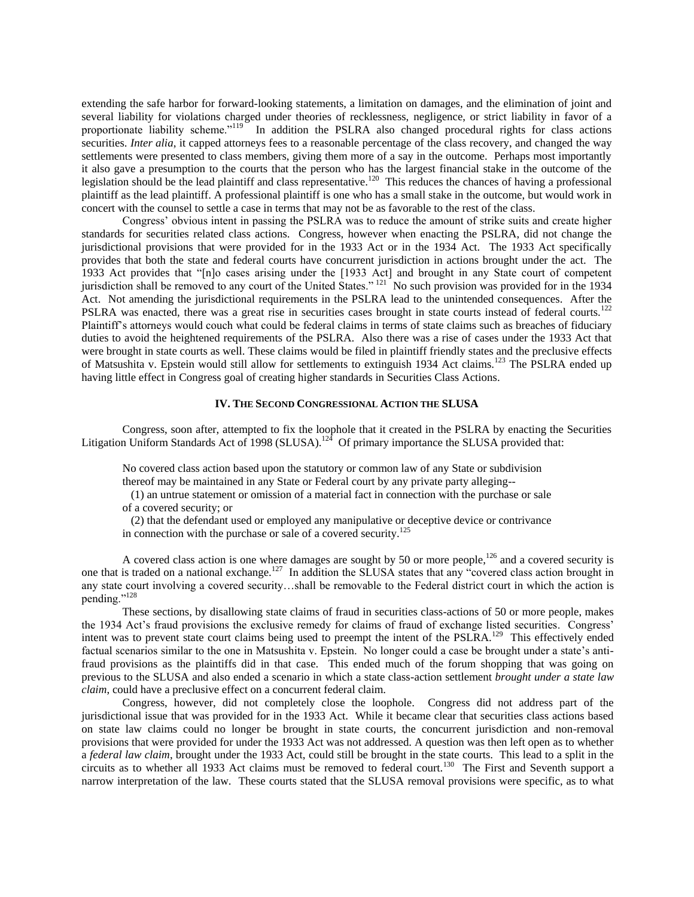extending the safe harbor for forward-looking statements, a limitation on damages, and the elimination of joint and several liability for violations charged under theories of recklessness, negligence, or strict liability in favor of a proportionate liability scheme."[119] In addition the PSLRA also changed procedural rights for class actions securities. *Inter alia*, it capped attorneys fees to a reasonable percentage of the class recovery, and changed the way settlements were presented to class members, giving them more of a say in the outcome. Perhaps most importantly it also gave a presumption to the courts that the person who has the largest financial stake in the outcome of the legislation should be the lead plaintiff and class representative.[120] This reduces the chances of having a professional plaintiff as the lead plaintiff. A professional plaintiff is one who has a small stake in the outcome, but would work in concert with the counsel to settle a case in terms that may not be as favorable to the rest of the class.

Congress' obvious intent in passing the PSLRA was to reduce the amount of strike suits and create higher standards for securities related class actions. Congress, however when enacting the PSLRA, did not change the jurisdictional provisions that were provided for in the 1933 Act or in the 1934 Act. The 1933 Act specifically provides that both the state and federal courts have concurrent jurisdiction in actions brought under the act. The 1933 Act provides that "[n]o cases arising under the [1933 Act] and brought in any State court of competent jurisdiction shall be removed to any court of the United States." [121] No such provision was provided for in the 1934 Act. Not amending the jurisdictional requirements in the PSLRA lead to the unintended consequences. After the PSLRA was enacted, there was a great rise in securities cases brought in state courts instead of federal courts.[122] Plaintiff's attorneys would couch what could be federal claims in terms of state claims such as breaches of fiduciary duties to avoid the heightened requirements of the PSLRA. Also there was a rise of cases under the 1933 Act that were brought in state courts as well. These claims would be filed in plaintiff friendly states and the preclusive effects of Matsushita v. Epstein would still allow for settlements to extinguish 1934 Act claims.[123] The PSLRA ended up having little effect in Congress goal of creating higher standards in Securities Class Actions.

## IV. The Second Congressional Action the SLUSA

Congress, soon after, attempted to fix the loophole that it created in the PSLRA by enacting the Securities Litigation Uniform Standards Act of 1998 (SLUSA).[124] Of primary importance the SLUSA provided that:

> No covered class action based upon the statutory or common law of any State or subdivision thereof may be maintained in any State or Federal court by any private party alleging--
>
> (1) an untrue statement or omission of a material fact in connection with the purchase or sale of a covered security; or
>
> (2) that the defendant used or employed any manipulative or deceptive device or contrivance in connection with the purchase or sale of a covered security.[125]

A covered class action is one where damages are sought by 50 or more people,[126] and a covered security is one that is traded on a national exchange.[127] In addition the SLUSA states that any "covered class action brought in any state court involving a covered security…shall be removable to the Federal district court in which the action is pending."[128]

These sections, by disallowing state claims of fraud in securities class-actions of 50 or more people, makes the 1934 Act's fraud provisions the exclusive remedy for claims of fraud of exchange listed securities. Congress' intent was to prevent state court claims being used to preempt the intent of the PSLRA.[129] This effectively ended factual scenarios similar to the one in Matsushita v. Epstein. No longer could a case be brought under a state's anti-fraud provisions as the plaintiffs did in that case. This ended much of the forum shopping that was going on previous to the SLUSA and also ended a scenario in which a state class-action settlement *brought under a state law claim*, could have a preclusive effect on a concurrent federal claim.

Congress, however, did not completely close the loophole. Congress did not address part of the jurisdictional issue that was provided for in the 1933 Act. While it became clear that securities class actions based on state law claims could no longer be brought in state courts, the concurrent jurisdiction and non-removal provisions that were provided for under the 1933 Act was not addressed. A question was then left open as to whether a *federal law claim*, brought under the 1933 Act, could still be brought in the state courts. This lead to a split in the circuits as to whether all 1933 Act claims must be removed to federal court.[130] The First and Seventh support a narrow interpretation of the law. These courts stated that the SLUSA removal provisions were specific, as to what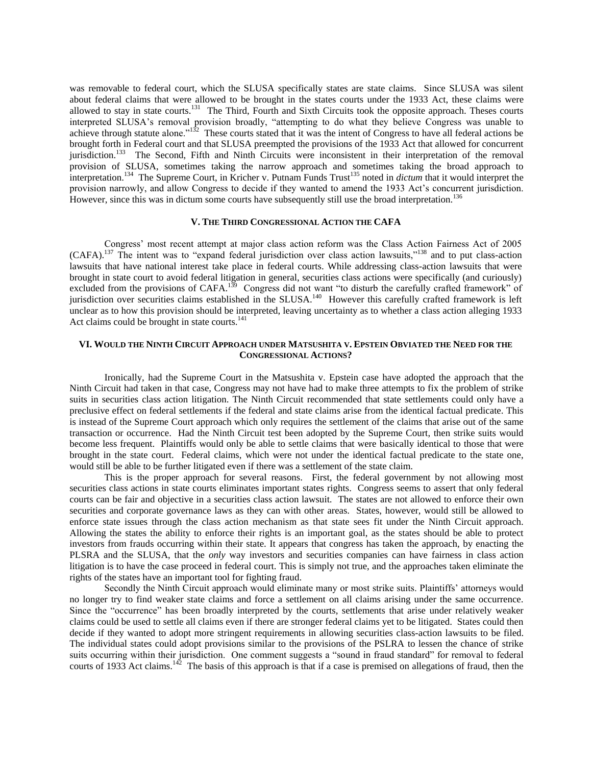was removable to federal court, which the SLUSA specifically states are state claims. Since SLUSA was silent about federal claims that were allowed to be brought in the states courts under the 1933 Act, these claims were allowed to stay in state courts.[131] The Third, Fourth and Sixth Circuits took the opposite approach. Theses courts interpreted SLUSA's removal provision broadly, "attempting to do what they believe Congress was unable to achieve through statute alone."[132] These courts stated that it was the intent of Congress to have all federal actions be brought forth in Federal court and that SLUSA preempted the provisions of the 1933 Act that allowed for concurrent jurisdiction.[133] The Second, Fifth and Ninth Circuits were inconsistent in their interpretation of the removal provision of SLUSA, sometimes taking the narrow approach and sometimes taking the broad approach to interpretation.[134] The Supreme Court, in Kricher v. Putnam Funds Trust[135] noted in *dictum* that it would interpret the provision narrowly, and allow Congress to decide if they wanted to amend the 1933 Act's concurrent jurisdiction. However, since this was in dictum some courts have subsequently still use the broad interpretation.[136]

## V. The Third Congressional Action the CAFA

Congress' most recent attempt at major class action reform was the Class Action Fairness Act of 2005 (CAFA).[137] The intent was to "expand federal jurisdiction over class action lawsuits,"[138] and to put class-action lawsuits that have national interest take place in federal courts. While addressing class-action lawsuits that were brought in state court to avoid federal litigation in general, securities class actions were specifically (and curiously) excluded from the provisions of CAFA.[139] Congress did not want "to disturb the carefully crafted framework" of jurisdiction over securities claims established in the SLUSA.[140] However this carefully crafted framework is left unclear as to how this provision should be interpreted, leaving uncertainty as to whether a class action alleging 1933 Act claims could be brought in state courts.[141]

## VI. Would the Ninth Circuit Approach under Matsushita v. Epstein Obviated the Need for the Congressional Actions?

Ironically, had the Supreme Court in the Matsushita v. Epstein case have adopted the approach that the Ninth Circuit had taken in that case, Congress may not have had to make three attempts to fix the problem of strike suits in securities class action litigation. The Ninth Circuit recommended that state settlements could only have a preclusive effect on federal settlements if the federal and state claims arise from the identical factual predicate. This is instead of the Supreme Court approach which only requires the settlement of the claims that arise out of the same transaction or occurrence. Had the Ninth Circuit test been adopted by the Supreme Court, then strike suits would become less frequent. Plaintiffs would only be able to settle claims that were basically identical to those that were brought in the state court. Federal claims, which were not under the identical factual predicate to the state one, would still be able to be further litigated even if there was a settlement of the state claim.

This is the proper approach for several reasons. First, the federal government by not allowing most securities class actions in state courts eliminates important states rights. Congress seems to assert that only federal courts can be fair and objective in a securities class action lawsuit. The states are not allowed to enforce their own securities and corporate governance laws as they can with other areas. States, however, would still be allowed to enforce state issues through the class action mechanism as that state sees fit under the Ninth Circuit approach. Allowing the states the ability to enforce their rights is an important goal, as the states should be able to protect investors from frauds occurring within their state. It appears that congress has taken the approach, by enacting the PLSRA and the SLUSA, that the *only* way investors and securities companies can have fairness in class action litigation is to have the case proceed in federal court. This is simply not true, and the approaches taken eliminate the rights of the states have an important tool for fighting fraud.

Secondly the Ninth Circuit approach would eliminate many or most strike suits. Plaintiffs' attorneys would no longer try to find weaker state claims and force a settlement on all claims arising under the same occurrence. Since the "occurrence" has been broadly interpreted by the courts, settlements that arise under relatively weaker claims could be used to settle all claims even if there are stronger federal claims yet to be litigated. States could then decide if they wanted to adopt more stringent requirements in allowing securities class-action lawsuits to be filed. The individual states could adopt provisions similar to the provisions of the PSLRA to lessen the chance of strike suits occurring within their jurisdiction. One comment suggests a "sound in fraud standard" for removal to federal courts of 1933 Act claims.[142] The basis of this approach is that if a case is premised on allegations of fraud, then the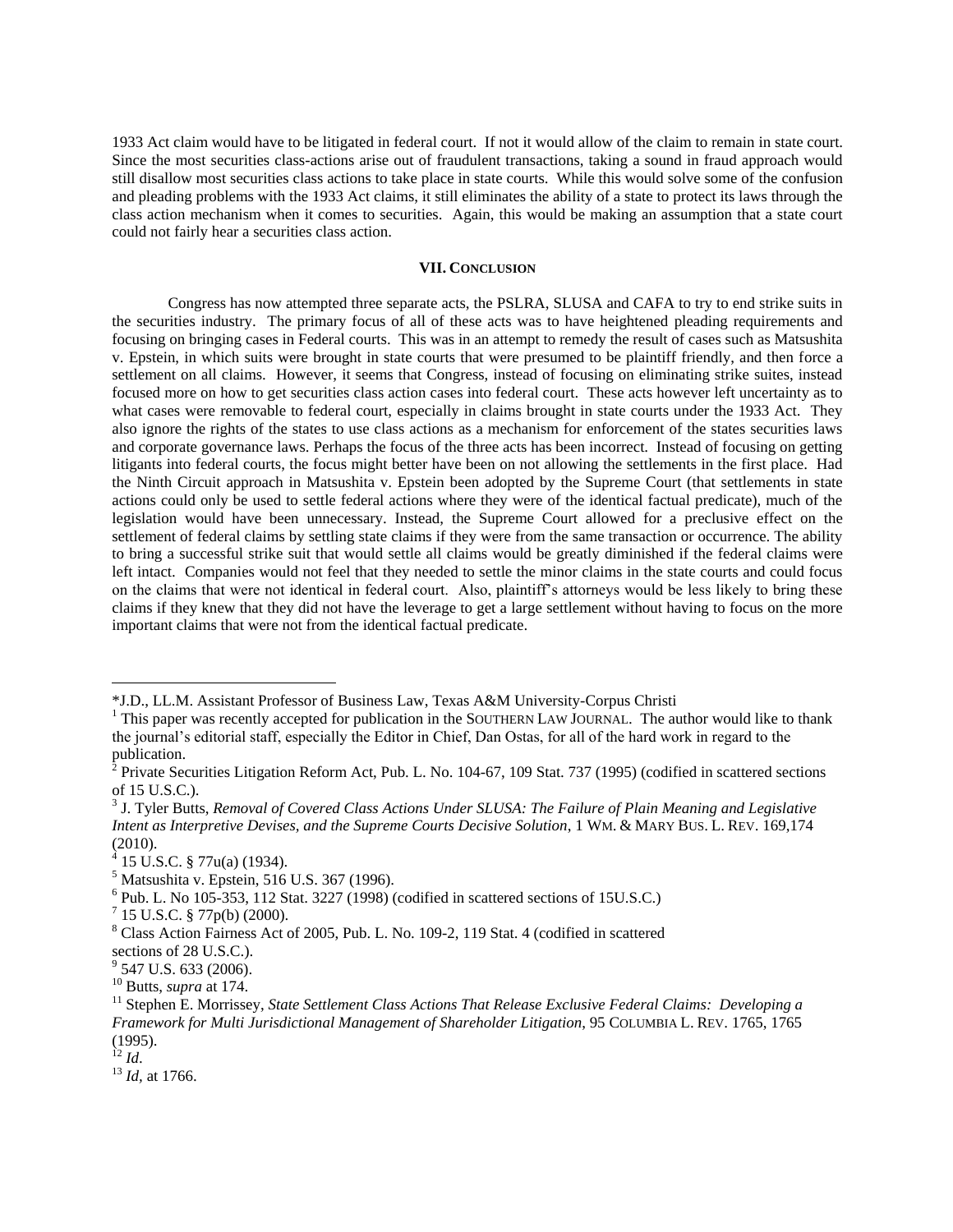1933 Act claim would have to be litigated in federal court. If not it would allow of the claim to remain in state court. Since the most securities class-actions arise out of fraudulent transactions, taking a sound in fraud approach would still disallow most securities class actions to take place in state courts. While this would solve some of the confusion and pleading problems with the 1933 Act claims, it still eliminates the ability of a state to protect its laws through the class action mechanism when it comes to securities. Again, this would be making an assumption that a state court could not fairly hear a securities class action.

## VII. CONCLUSION

Congress has now attempted three separate acts, the PSLRA, SLUSA and CAFA to try to end strike suits in the securities industry. The primary focus of all of these acts was to have heightened pleading requirements and focusing on bringing cases in Federal courts. This was in an attempt to remedy the result of cases such as Matsushita v. Epstein, in which suits were brought in state courts that were presumed to be plaintiff friendly, and then force a settlement on all claims. However, it seems that Congress, instead of focusing on eliminating strike suites, instead focused more on how to get securities class action cases into federal court. These acts however left uncertainty as to what cases were removable to federal court, especially in claims brought in state courts under the 1933 Act. They also ignore the rights of the states to use class actions as a mechanism for enforcement of the states securities laws and corporate governance laws. Perhaps the focus of the three acts has been incorrect. Instead of focusing on getting litigants into federal courts, the focus might better have been on not allowing the settlements in the first place. Had the Ninth Circuit approach in Matsushita v. Epstein been adopted by the Supreme Court (that settlements in state actions could only be used to settle federal actions where they were of the identical factual predicate), much of the legislation would have been unnecessary. Instead, the Supreme Court allowed for a preclusive effect on the settlement of federal claims by settling state claims if they were from the same transaction or occurrence. The ability to bring a successful strike suit that would settle all claims would be greatly diminished if the federal claims were left intact. Companies would not feel that they needed to settle the minor claims in the state courts and could focus on the claims that were not identical in federal court. Also, plaintiff's attorneys would be less likely to bring these claims if they knew that they did not have the leverage to get a large settlement without having to focus on the more important claims that were not from the identical factual predicate.

---

*J.D., LL.M. Assistant Professor of Business Law, Texas A&M University-Corpus Christi

[1] This paper was recently accepted for publication in the SOUTHERN LAW JOURNAL. The author would like to thank the journal's editorial staff, especially the Editor in Chief, Dan Ostas, for all of the hard work in regard to the publication.

[2] Private Securities Litigation Reform Act, Pub. L. No. 104-67, 109 Stat. 737 (1995) (codified in scattered sections of 15 U.S.C.).

[3] J. Tyler Butts, *Removal of Covered Class Actions Under SLUSA: The Failure of Plain Meaning and Legislative Intent as Interpretive Devises, and the Supreme Courts Decisive Solution*, 1 WM. & MARY BUS. L. REV. 169,174 (2010).

[4] 15 U.S.C. § 77u(a) (1934).

[5] Matsushita v. Epstein, 516 U.S. 367 (1996).

[6] Pub. L. No 105-353, 112 Stat. 3227 (1998) (codified in scattered sections of 15U.S.C.)

[7] 15 U.S.C. § 77p(b) (2000).

[8] Class Action Fairness Act of 2005, Pub. L. No. 109-2, 119 Stat. 4 (codified in scattered sections of 28 U.S.C.).

[9] 547 U.S. 633 (2006).

[10] Butts, *supra* at 174.

[11] Stephen E. Morrissey, *State Settlement Class Actions That Release Exclusive Federal Claims: Developing a Framework for Multi Jurisdictional Management of Shareholder Litigation*, 95 COLUMBIA L. REV. 1765, 1765 (1995).

[12] *Id*.

[13] *Id*, at 1766.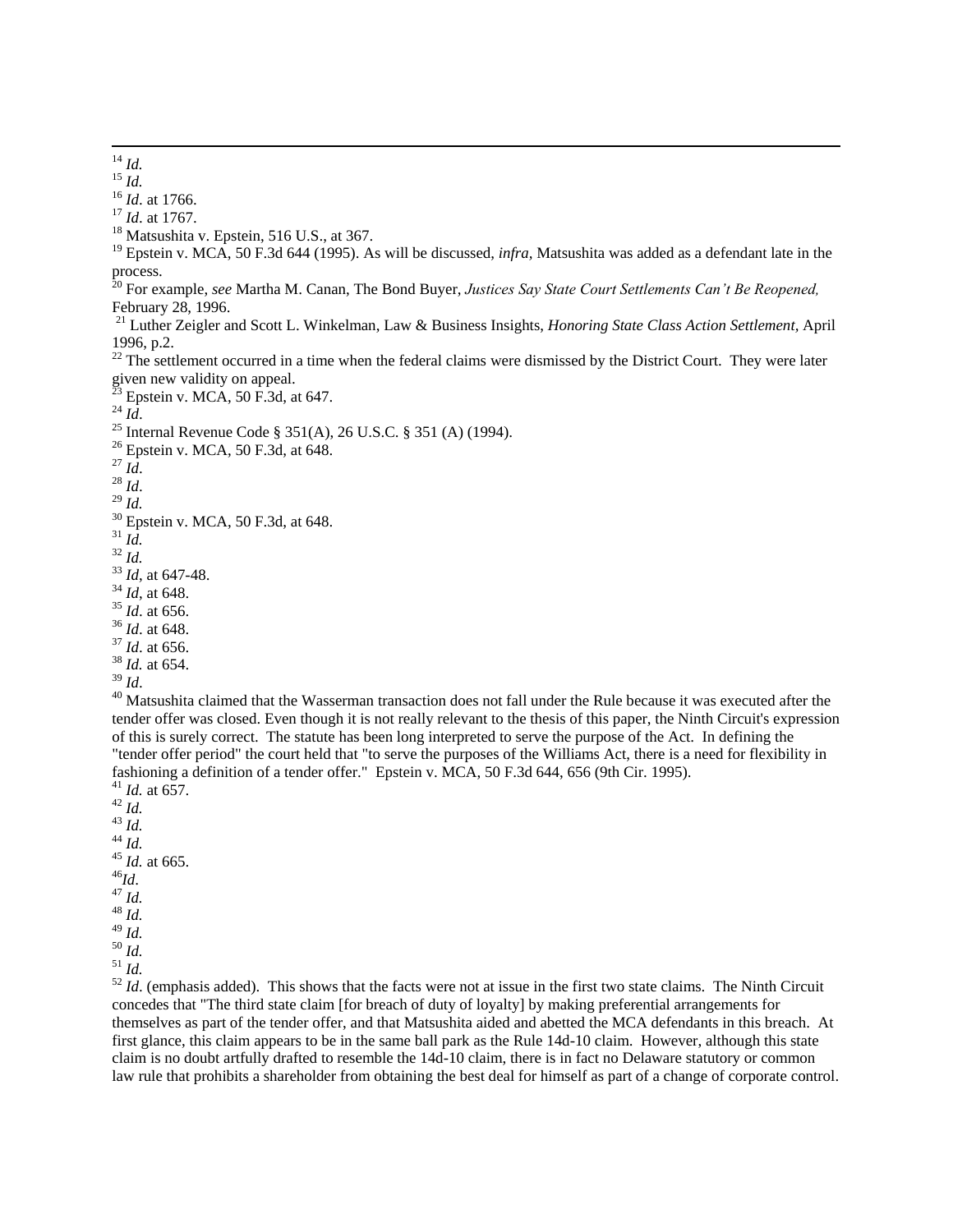[14] *Id.*

[15] *Id.*

[16] *Id*. at 1766.

[17] *Id*. at 1767.

[18] Matsushita v. Epstein, 516 U.S., at 367.

[19] Epstein v. MCA, 50 F.3d 644 (1995). As will be discussed, *infra*, Matsushita was added as a defendant late in the process.

[20] For example, *see* Martha M. Canan, The Bond Buyer, *Justices Say State Court Settlements Can't Be Reopened,* February 28, 1996.

[21] Luther Zeigler and Scott L. Winkelman, Law & Business Insights, *Honoring State Class Action Settlement*, April 1996, p.2.

[22] The settlement occurred in a time when the federal claims were dismissed by the District Court. They were later given new validity on appeal.

[23] Epstein v. MCA, 50 F.3d, at 647.

[24] *Id*.

[25] Internal Revenue Code § 351(A), 26 U.S.C. § 351 (A) (1994).

[26] Epstein v. MCA, 50 F.3d, at 648.

[27] *Id*.

[28] *Id*.

[29] *Id.*

[30] Epstein v. MCA, 50 F.3d, at 648.

[31] *Id.*

[32] *Id.*

[33] *Id*, at 647-48.

[34] *Id*, at 648.

[35] *Id*. at 656.

[36] *Id*. at 648.

[37] *Id*. at 656.

[38] *Id.* at 654.

[39] *Id*.

[40] Matsushita claimed that the Wasserman transaction does not fall under the Rule because it was executed after the tender offer was closed. Even though it is not really relevant to the thesis of this paper, the Ninth Circuit's expression of this is surely correct. The statute has been long interpreted to serve the purpose of the Act. In defining the "tender offer period" the court held that "to serve the purposes of the Williams Act, there is a need for flexibility in fashioning a definition of a tender offer." Epstein v. MCA, 50 F.3d 644, 656 (9th Cir. 1995).

[41] *Id.* at 657.

[42] *Id.*

[43] *Id.*

[44] *Id.*

[45] *Id.* at 665.

[46] *Id*.

[47] *Id.*

[48] *Id.*

[49] *Id.*

[50] *Id.*

[51] *Id.*

[52] *Id*. (emphasis added). This shows that the facts were not at issue in the first two state claims. The Ninth Circuit concedes that "The third state claim [for breach of duty of loyalty] by making preferential arrangements for themselves as part of the tender offer, and that Matsushita aided and abetted the MCA defendants in this breach. At first glance, this claim appears to be in the same ball park as the Rule 14d-10 claim. However, although this state claim is no doubt artfully drafted to resemble the 14d-10 claim, there is in fact no Delaware statutory or common law rule that prohibits a shareholder from obtaining the best deal for himself as part of a change of corporate control.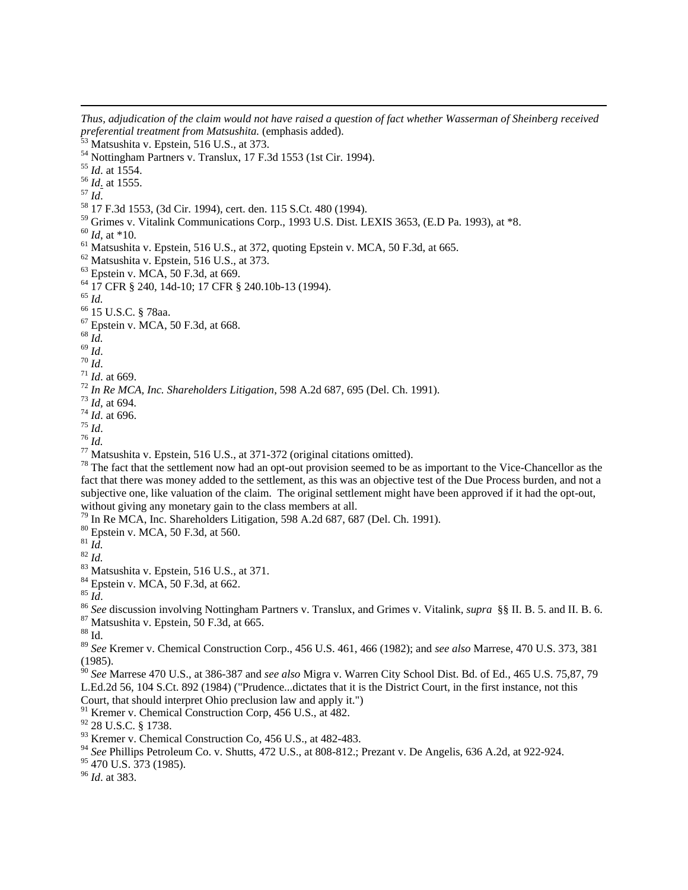*Thus, adjudication of the claim would not have raised a question of fact whether Wasserman of Sheinberg received preferential treatment from Matsushita.* (emphasis added).

[53] Matsushita v. Epstein, 516 U.S., at 373.

[54] Nottingham Partners v. Translux, 17 F.3d 1553 (1st Cir. 1994).

[55] *Id*. at 1554.

[56] *Id*. at 1555.

[57] *Id*.

[58] 17 F.3d 1553, (3d Cir. 1994), cert. den. 115 S.Ct. 480 (1994).

[59] Grimes v. Vitalink Communications Corp., 1993 U.S. Dist. LEXIS 3653, (E.D Pa. 1993), at *8.

[60] *Id*, at *10.

[61] Matsushita v. Epstein, 516 U.S., at 372, quoting Epstein v. MCA, 50 F.3d, at 665.

[62] Matsushita v. Epstein, 516 U.S., at 373.

[63] Epstein v. MCA, 50 F.3d, at 669.

[64] 17 CFR § 240, 14d-10; 17 CFR § 240.10b-13 (1994).

[65] *Id.*

[66] 15 U.S.C. § 78aa.

[67] Epstein v. MCA, 50 F.3d, at 668.

[68] *Id.*

[69] *Id*.

[70] *Id*.

[71] *Id*. at 669.

[72] *In Re MCA, Inc. Shareholders Litigation*, 598 A.2d 687, 695 (Del. Ch. 1991).

[73] *Id*, at 694.

[74] *Id*. at 696.

[75] *Id*.

[76] *Id.*

[77] Matsushita v. Epstein, 516 U.S., at 371-372 (original citations omitted).

[78] The fact that the settlement now had an opt-out provision seemed to be as important to the Vice-Chancellor as the fact that there was money added to the settlement, as this was an objective test of the Due Process burden, and not a subjective one, like valuation of the claim. The original settlement might have been approved if it had the opt-out, without giving any monetary gain to the class members at all.

[79] In Re MCA, Inc. Shareholders Litigation, 598 A.2d 687, 687 (Del. Ch. 1991).

[80] Epstein v. MCA, 50 F.3d, at 560.

[81] *Id.*

[82] *Id.*

[83] Matsushita v. Epstein, 516 U.S., at 371.

[84] Epstein v. MCA, 50 F.3d, at 662.

[85] *Id*.

[86] *See* discussion involving Nottingham Partners v. Translux, and Grimes v. Vitalink, *supra* §§ II. B. 5. and II. B. 6.

[87] Matsushita v. Epstein, 50 F.3d, at 665.

[88] Id.

[89] *See* Kremer v. Chemical Construction Corp., 456 U.S. 461, 466 (1982); and *see also* Marrese, 470 U.S. 373, 381 (1985).

[90] *See* Marrese 470 U.S., at 386-387 and *see also* Migra v. Warren City School Dist. Bd. of Ed., 465 U.S. 75,87, 79 L.Ed.2d 56, 104 S.Ct. 892 (1984) ("Prudence...dictates that it is the District Court, in the first instance, not this Court, that should interpret Ohio preclusion law and apply it.")

[91] Kremer v. Chemical Construction Corp, 456 U.S., at 482.

[92] 28 U.S.C. § 1738.

[93] Kremer v. Chemical Construction Co, 456 U.S., at 482-483.

[94] *See* Phillips Petroleum Co. v. Shutts, 472 U.S., at 808-812.; Prezant v. De Angelis, 636 A.2d, at 922-924.

[95] 470 U.S. 373 (1985).

[96] *Id*. at 383.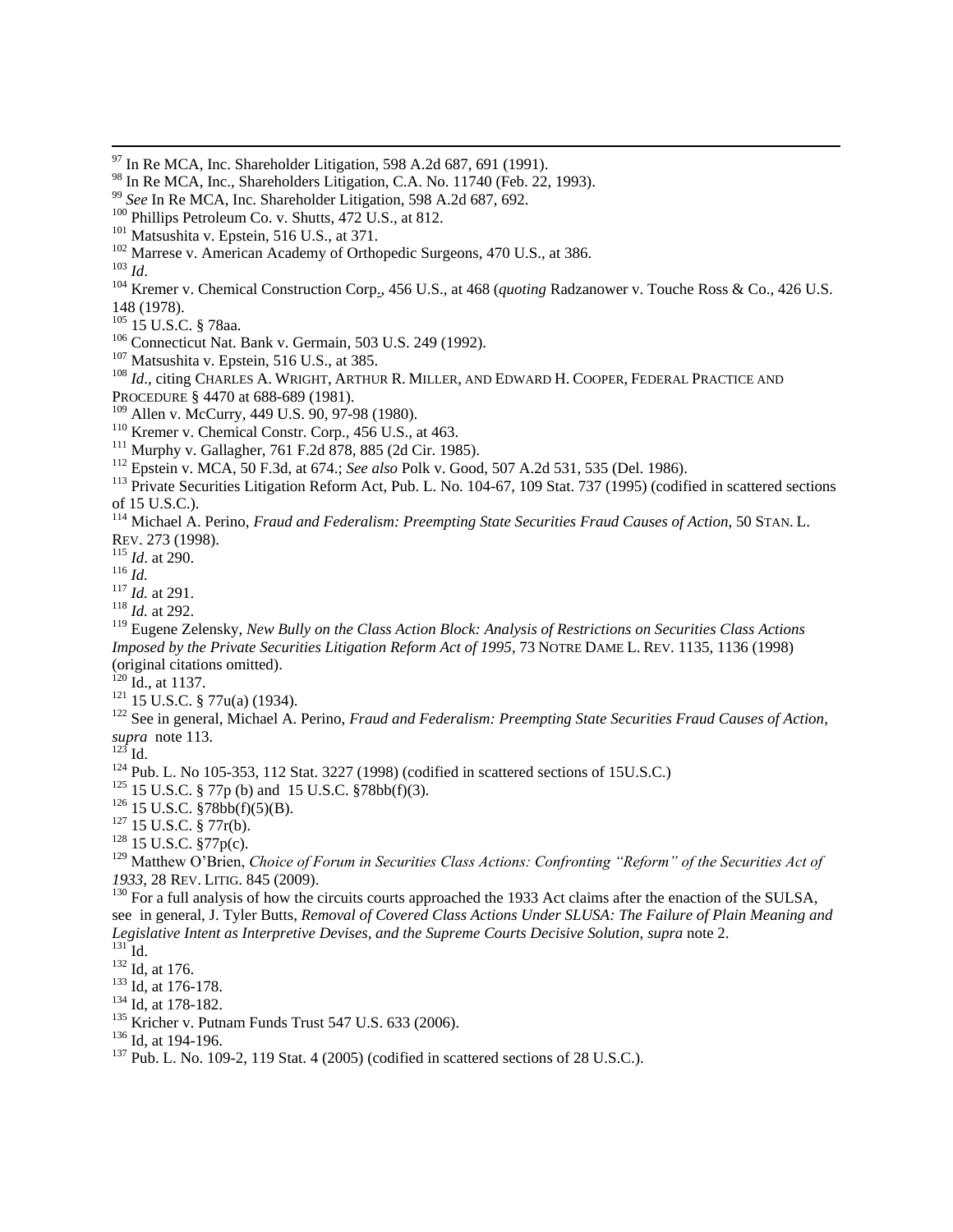[97] In Re MCA, Inc. Shareholder Litigation, 598 A.2d 687, 691 (1991).

[98] In Re MCA, Inc., Shareholders Litigation, C.A. No. 11740 (Feb. 22, 1993).

[99] *See* In Re MCA, Inc. Shareholder Litigation, 598 A.2d 687, 692.

[100] Phillips Petroleum Co. v. Shutts, 472 U.S., at 812.

[101] Matsushita v. Epstein, 516 U.S., at 371.

[102] Marrese v. American Academy of Orthopedic Surgeons, 470 U.S., at 386.

[103] *Id*.

[104] Kremer v. Chemical Construction Corp., 456 U.S., at 468 (*quoting* Radzanower v. Touche Ross & Co., 426 U.S. 148 (1978).

[105] 15 U.S.C. § 78aa.

[106] Connecticut Nat. Bank v. Germain, 503 U.S. 249 (1992).

[107] Matsushita v. Epstein, 516 U.S., at 385.

[108] *Id*., citing CHARLES A. WRIGHT, ARTHUR R. MILLER, AND EDWARD H. COOPER, FEDERAL PRACTICE AND PROCEDURE § 4470 at 688-689 (1981).

[109] Allen v. McCurry, 449 U.S. 90, 97-98 (1980).

[110] Kremer v. Chemical Constr. Corp., 456 U.S., at 463.

[111] Murphy v. Gallagher, 761 F.2d 878, 885 (2d Cir. 1985).

[112] Epstein v. MCA, 50 F.3d, at 674.; *See also* Polk v. Good, 507 A.2d 531, 535 (Del. 1986).

[113] Private Securities Litigation Reform Act, Pub. L. No. 104-67, 109 Stat. 737 (1995) (codified in scattered sections of 15 U.S.C.).

[114] Michael A. Perino, *Fraud and Federalism: Preempting State Securities Fraud Causes of Action*, 50 STAN. L. REV. 273 (1998).

[115] *Id*. at 290.

[116] *Id.*

[117] *Id.* at 291.

[118] *Id.* at 292.

[119] Eugene Zelensky, *New Bully on the Class Action Block: Analysis of Restrictions on Securities Class Actions Imposed by the Private Securities Litigation Reform Act of 1995*, 73 NOTRE DAME L. REV. 1135, 1136 (1998) (original citations omitted).

[120] Id., at 1137.

[121] 15 U.S.C. § 77u(a) (1934).

[122] See in general, Michael A. Perino, *Fraud and Federalism: Preempting State Securities Fraud Causes of Action*, *supra* note 113.

[123] Id.

[124] Pub. L. No 105-353, 112 Stat. 3227 (1998) (codified in scattered sections of 15U.S.C.)

[125] 15 U.S.C. § 77p (b) and 15 U.S.C. §78bb(f)(3).

[126] 15 U.S.C. §78bb(f)(5)(B).

[127] 15 U.S.C. § 77r(b).

[128] 15 U.S.C. §77p(c).

[129] Matthew O'Brien, *Choice of Forum in Securities Class Actions: Confronting "Reform" of the Securities Act of 1933*, 28 REV. LITIG. 845 (2009).

[130] For a full analysis of how the circuits courts approached the 1933 Act claims after the enaction of the SULSA, see in general, J. Tyler Butts, *Removal of Covered Class Actions Under SLUSA: The Failure of Plain Meaning and Legislative Intent as Interpretive Devises, and the Supreme Courts Decisive Solution*, *supra* note 2.

[131] Id.

[132] Id, at 176.

[133] Id, at 176-178.

[134] Id, at 178-182.

[135] Kricher v. Putnam Funds Trust 547 U.S. 633 (2006).

[136] Id, at 194-196.

[137] Pub. L. No. 109-2, 119 Stat. 4 (2005) (codified in scattered sections of 28 U.S.C.).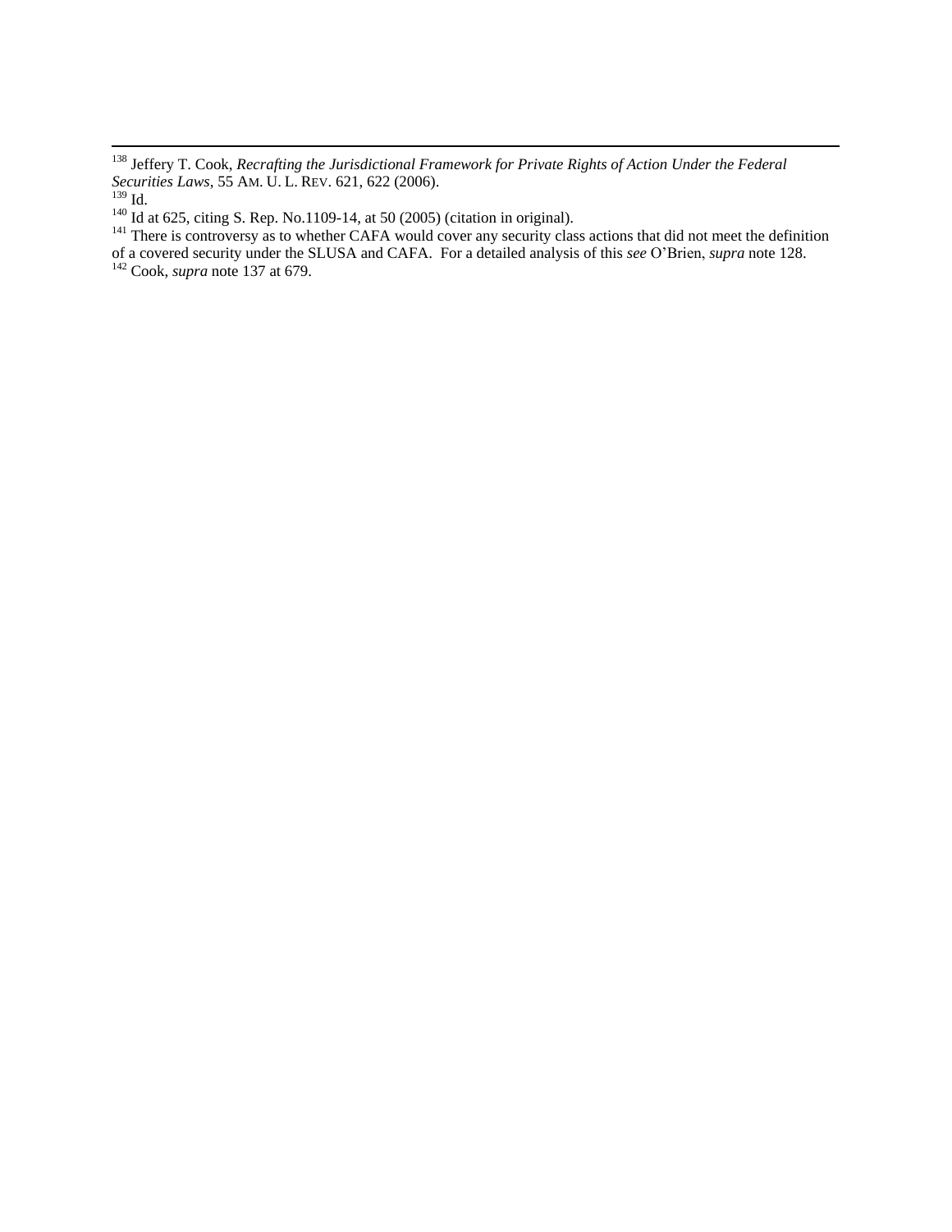[138] Jeffery T. Cook, *Recrafting the Jurisdictional Framework for Private Rights of Action Under the Federal Securities Laws*, 55 AM. U. L. REV. 621, 622 (2006).

[139] Id.

[140] Id at 625, citing S. Rep. No.1109-14, at 50 (2005) (citation in original).

[141] There is controversy as to whether CAFA would cover any security class actions that did not meet the definition of a covered security under the SLUSA and CAFA. For a detailed analysis of this *see* O'Brien, *supra* note 128.

[142] Cook, *supra* note 137 at 679.